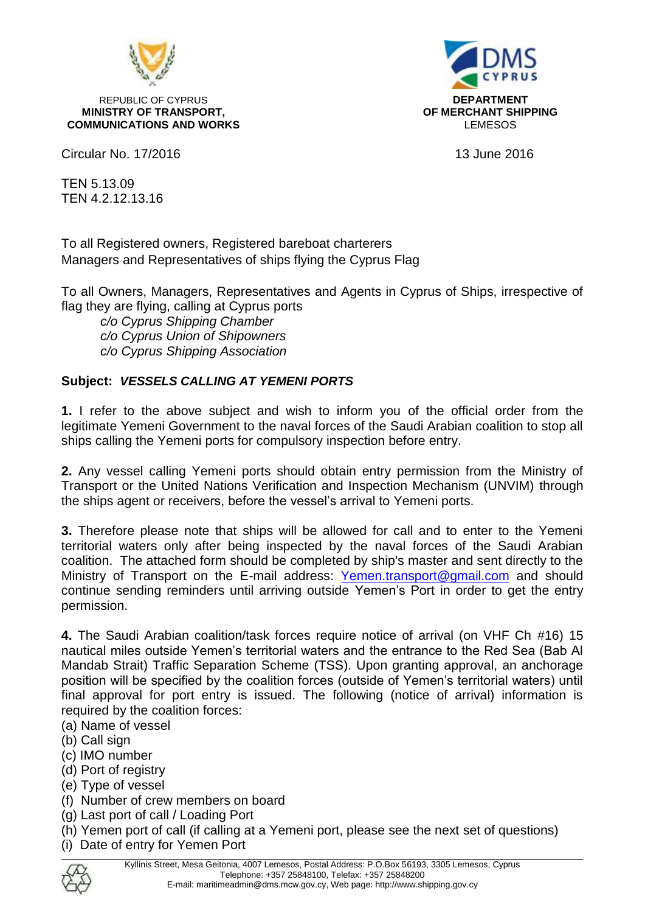REPUBLIC OF CYPRUS
**MINISTRY OF TRANSPORT, COMMUNICATIONS AND WORKS**

**DEPARTMENT OF MERCHANT SHIPPING**
LEMESOS

Circular No. 17/2016

13 June 2016

TEN 5.13.09
TEN 4.2.12.13.16

To all Registered owners, Registered bareboat charterers
Managers and Representatives of ships flying the Cyprus Flag

To all Owners, Managers, Representatives and Agents in Cyprus of Ships, irrespective of flag they are flying, calling at Cyprus ports

*c/o Cyprus Shipping Chamber*
*c/o Cyprus Union of Shipowners*
*c/o Cyprus Shipping Association*

**Subject:** ***VESSELS CALLING AT YEMENI PORTS***

**1.** I refer to the above subject and wish to inform you of the official order from the legitimate Yemeni Government to the naval forces of the Saudi Arabian coalition to stop all ships calling the Yemeni ports for compulsory inspection before entry.

**2.** Any vessel calling Yemeni ports should obtain entry permission from the Ministry of Transport or the United Nations Verification and Inspection Mechanism (UNVIM) through the ships agent or receivers, before the vessel's arrival to Yemeni ports.

**3.** Therefore please note that ships will be allowed for call and to enter to the Yemeni territorial waters only after being inspected by the naval forces of the Saudi Arabian coalition. The attached form should be completed by ship's master and sent directly to the Ministry of Transport on the E-mail address: Yemen.transport@gmail.com and should continue sending reminders until arriving outside Yemen's Port in order to get the entry permission.

**4.** The Saudi Arabian coalition/task forces require notice of arrival (on VHF Ch #16) 15 nautical miles outside Yemen's territorial waters and the entrance to the Red Sea (Bab Al Mandab Strait) Traffic Separation Scheme (TSS). Upon granting approval, an anchorage position will be specified by the coalition forces (outside of Yemen's territorial waters) until final approval for port entry is issued. The following (notice of arrival) information is required by the coalition forces:

(a) Name of vessel
(b) Call sign
(c) IMO number
(d) Port of registry
(e) Type of vessel
(f) Number of crew members on board
(g) Last port of call / Loading Port
(h) Yemen port of call (if calling at a Yemeni port, please see the next set of questions)
(i) Date of entry for Yemen Port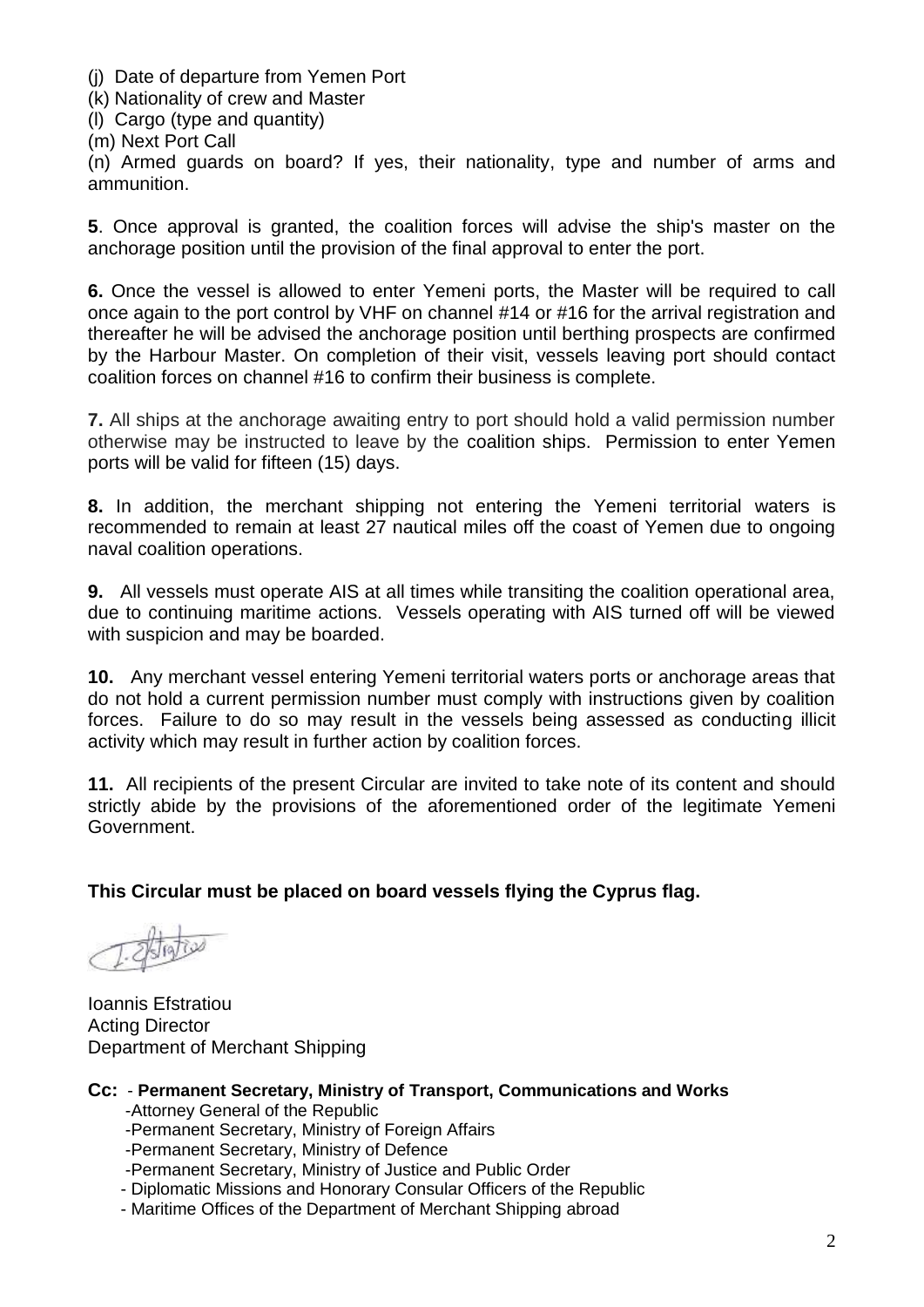(j) Date of departure from Yemen Port

(k) Nationality of crew and Master

(l) Cargo (type and quantity)

(m) Next Port Call

(n) Armed guards on board? If yes, their nationality, type and number of arms and ammunition.

**5**. Once approval is granted, the coalition forces will advise the ship's master on the anchorage position until the provision of the final approval to enter the port.

**6.** Once the vessel is allowed to enter Yemeni ports, the Master will be required to call once again to the port control by VHF on channel #14 or #16 for the arrival registration and thereafter he will be advised the anchorage position until berthing prospects are confirmed by the Harbour Master. On completion of their visit, vessels leaving port should contact coalition forces on channel #16 to confirm their business is complete.

**7.** All ships at the anchorage awaiting entry to port should hold a valid permission number otherwise may be instructed to leave by the coalition ships. Permission to enter Yemen ports will be valid for fifteen (15) days.

**8.** In addition, the merchant shipping not entering the Yemeni territorial waters is recommended to remain at least 27 nautical miles off the coast of Yemen due to ongoing naval coalition operations.

**9.** All vessels must operate AIS at all times while transiting the coalition operational area, due to continuing maritime actions. Vessels operating with AIS turned off will be viewed with suspicion and may be boarded.

**10.** Any merchant vessel entering Yemeni territorial waters ports or anchorage areas that do not hold a current permission number must comply with instructions given by coalition forces. Failure to do so may result in the vessels being assessed as conducting illicit activity which may result in further action by coalition forces.

**11.** All recipients of the present Circular are invited to take note of its content and should strictly abide by the provisions of the aforementioned order of the legitimate Yemeni Government.

**This Circular must be placed on board vessels flying the Cyprus flag.**

Ioannis Efstratiou
Acting Director
Department of Merchant Shipping

**Cc:** - **Permanent Secretary, Ministry of Transport, Communications and Works**
- Attorney General of the Republic
- Permanent Secretary, Ministry of Foreign Affairs
- Permanent Secretary, Ministry of Defence
- Permanent Secretary, Ministry of Justice and Public Order
- Diplomatic Missions and Honorary Consular Officers of the Republic
- Maritime Offices of the Department of Merchant Shipping abroad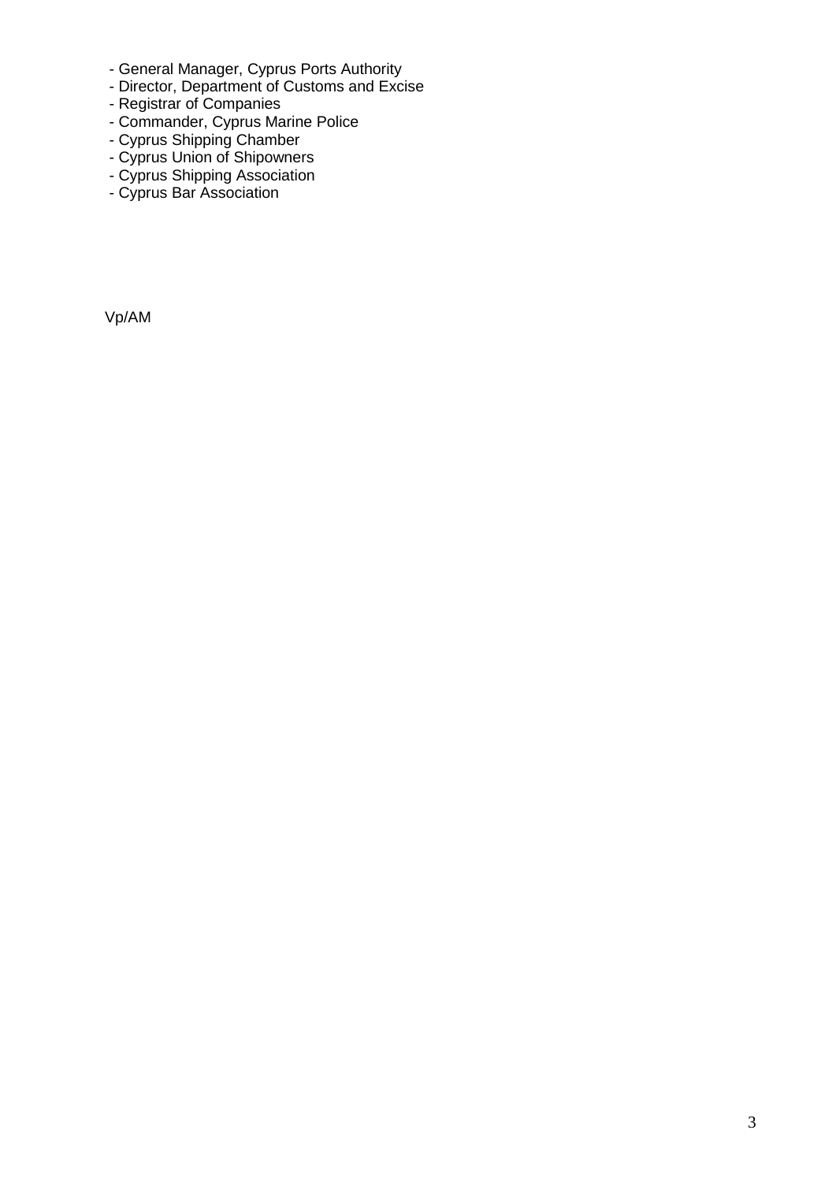- General Manager, Cyprus Ports Authority
- Director, Department of Customs and Excise
- Registrar of Companies
- Commander, Cyprus Marine Police
- Cyprus Shipping Chamber
- Cyprus Union of Shipowners
- Cyprus Shipping Association
- Cyprus Bar Association

Vp/AM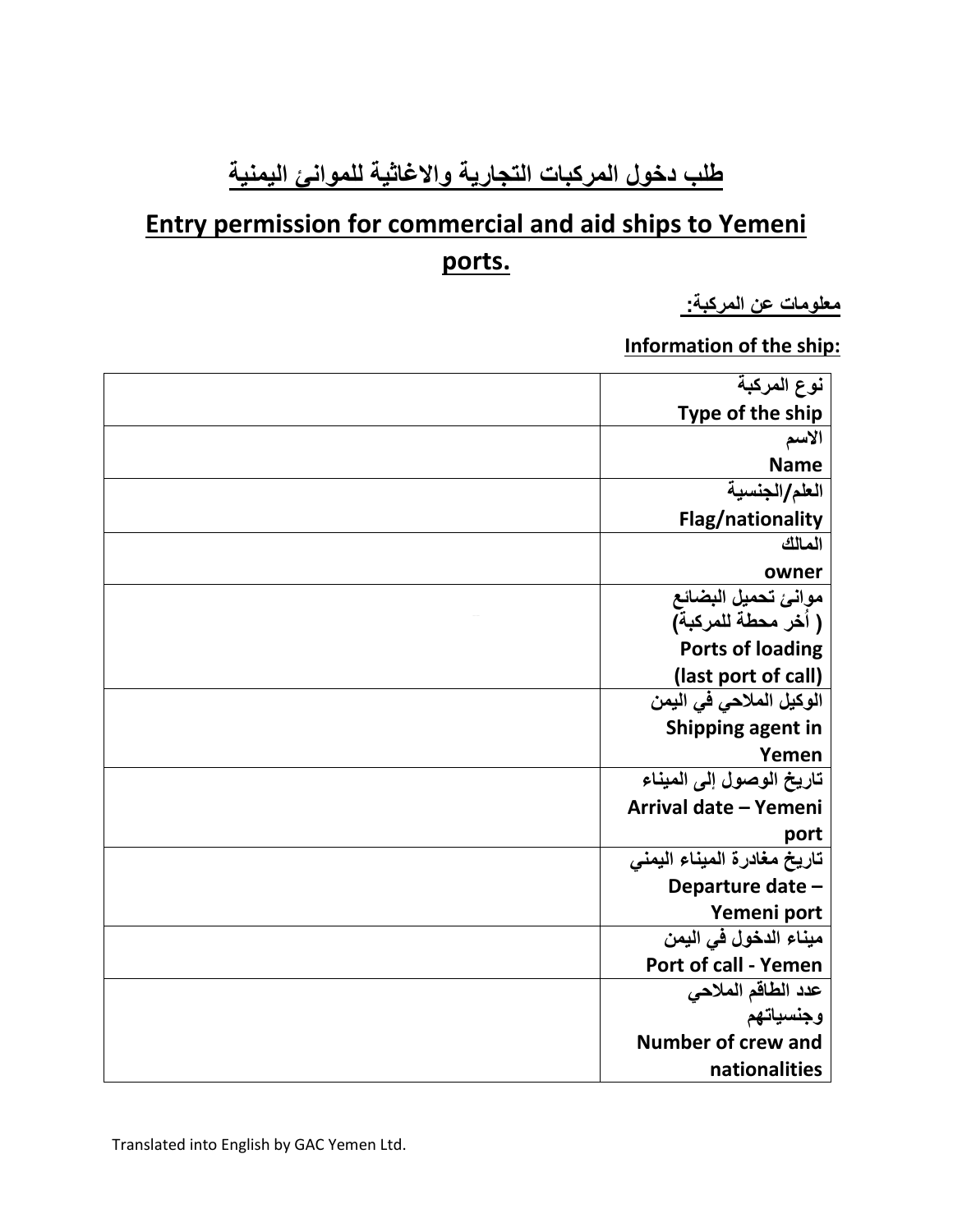# طلب دخول المركبات التجارية والاغاثية للموانئ اليمنية

# Entry permission for commercial and aid ships to Yemeni ports.

**معلومات عن المركبة:**

**Information of the ship:**

| نوع المركبة<br>**Type of the ship** | |
|---|---|
| الاسم<br>**Name** | |
| العلم/الجنسية<br>**Flag/nationality** | |
| المالك<br>**owner** | |
| موانئ تحميل البضائع<br>( أخر محطة للمركبة)<br>**Ports of loading (last port of call)** | |
| الوكيل الملاحي في اليمن<br>**Shipping agent in Yemen** | |
| تاريخ الوصول إلى الميناء<br>**Arrival date – Yemeni port** | |
| تاريخ مغادرة الميناء اليمني<br>**Departure date – Yemeni port** | |
| ميناء الدخول في اليمن<br>**Port of call - Yemen** | |
| عدد الطاقم الملاحي وجنسياتهم<br>**Number of crew and nationalities** | |

Translated into English by GAC Yemen Ltd.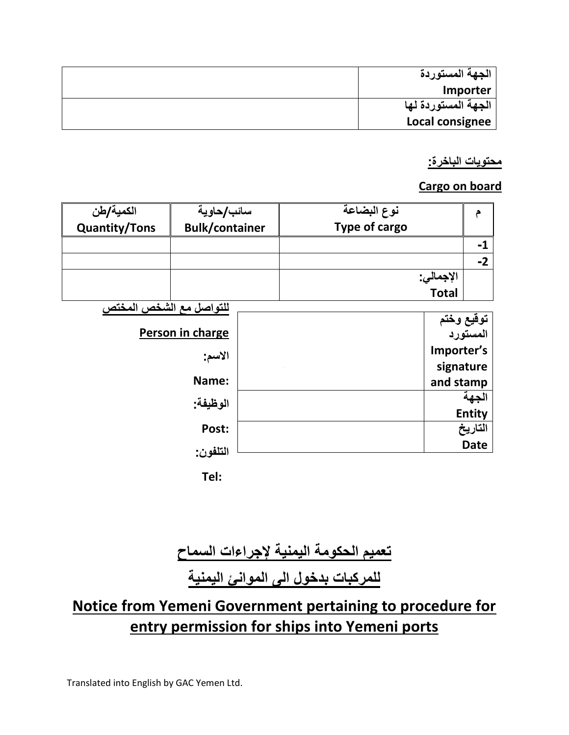| الجهة المستوردة<br>Importer | |
|---|---|
| الجهة المستوردة لها<br>Local consignee | |

**محتويات الباخرة:**

**Cargo on board**

| م | نوع البضاعة<br>Type of cargo | سائب/حاوية<br>Bulk/container | الكمية/طن<br>Quantity/Tons |
|---|---|---|---|
| -1 | | | |
| -2 | | | |
| | الإجمالي:<br>Total | | |

| توقيع وختم المستورد<br>Importer's signature and stamp | |
|---|---|
| الجهة<br>Entity | |
| التاريخ<br>Date | |

**للتواصل مع الشخص المختص**

**Person in charge**

**الاسم:**

**Name:**

**الوظيفة:**

**Post:**

**التلفون:**

**Tel:**

## تعميم الحكومة اليمنية لإجراءات السماح للمركبات بدخول الى الموانئ اليمنية

## Notice from Yemeni Government pertaining to procedure for entry permission for ships into Yemeni ports

Translated into English by GAC Yemen Ltd.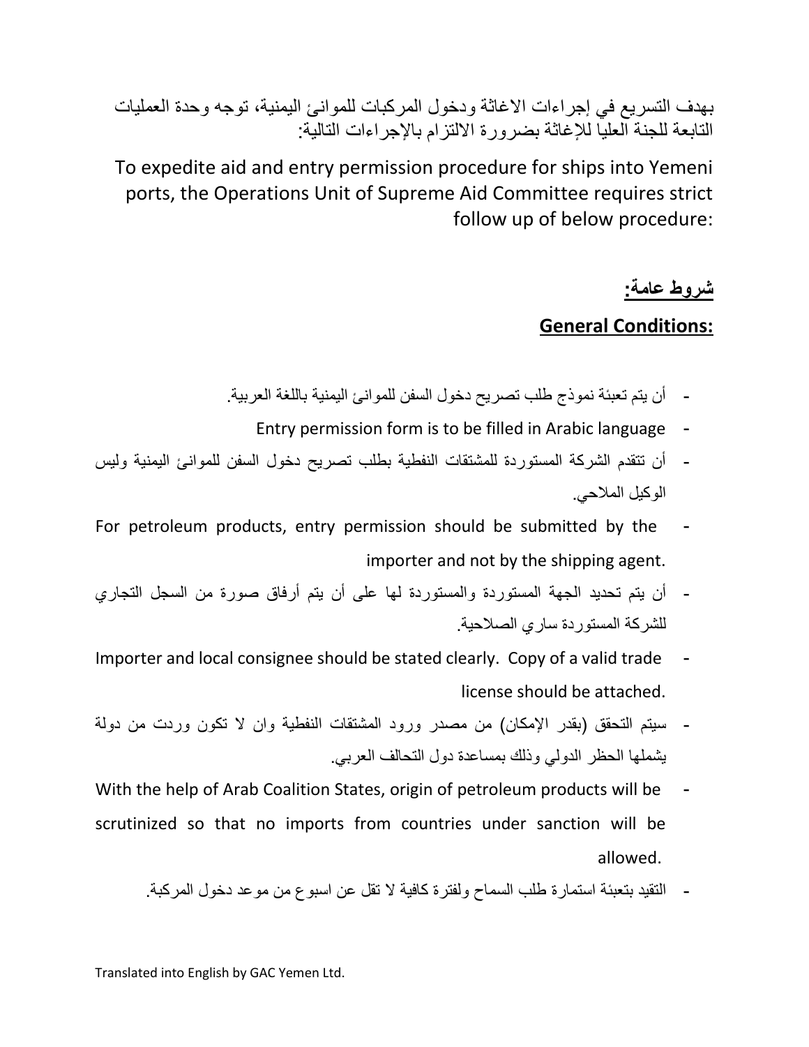بهدف التسريع في إجراءات الاغاثة ودخول المركبات للموانئ اليمنية، توجه وحدة العمليات التابعة للجنة العليا للإغاثة بضرورة الالتزام بالإجراءات التالية:

To expedite aid and entry permission procedure for ships into Yemeni ports, the Operations Unit of Supreme Aid Committee requires strict follow up of below procedure:

## **شروط عامة:**

## **General Conditions:**

- أن يتم تعبئة نموذج طلب تصريح دخول السفن للموانئ اليمنية باللغة العربية.
- Entry permission form is to be filled in Arabic language
- أن تتقدم الشركة المستوردة للمشتقات النفطية بطلب تصريح دخول السفن للموانئ اليمنية وليس الوكيل الملاحي.
- For petroleum products, entry permission should be submitted by the importer and not by the shipping agent.
- أن يتم تحديد الجهة المستوردة والمستوردة لها على أن يتم أرفاق صورة من السجل التجاري للشركة المستوردة ساري الصلاحية.
- Importer and local consignee should be stated clearly. Copy of a valid trade license should be attached.
- سيتم التحقق (بقدر الإمكان) من مصدر ورود المشتقات النفطية وان لا تكون وردت من دولة يشملها الحظر الدولي وذلك بمساعدة دول التحالف العربي.
- With the help of Arab Coalition States, origin of petroleum products will be scrutinized so that no imports from countries under sanction will be allowed.
- التقيد بتعبئة استمارة طلب السماح ولفترة كافية لا تقل عن اسبوع من موعد دخول المركبة.

Translated into English by GAC Yemen Ltd.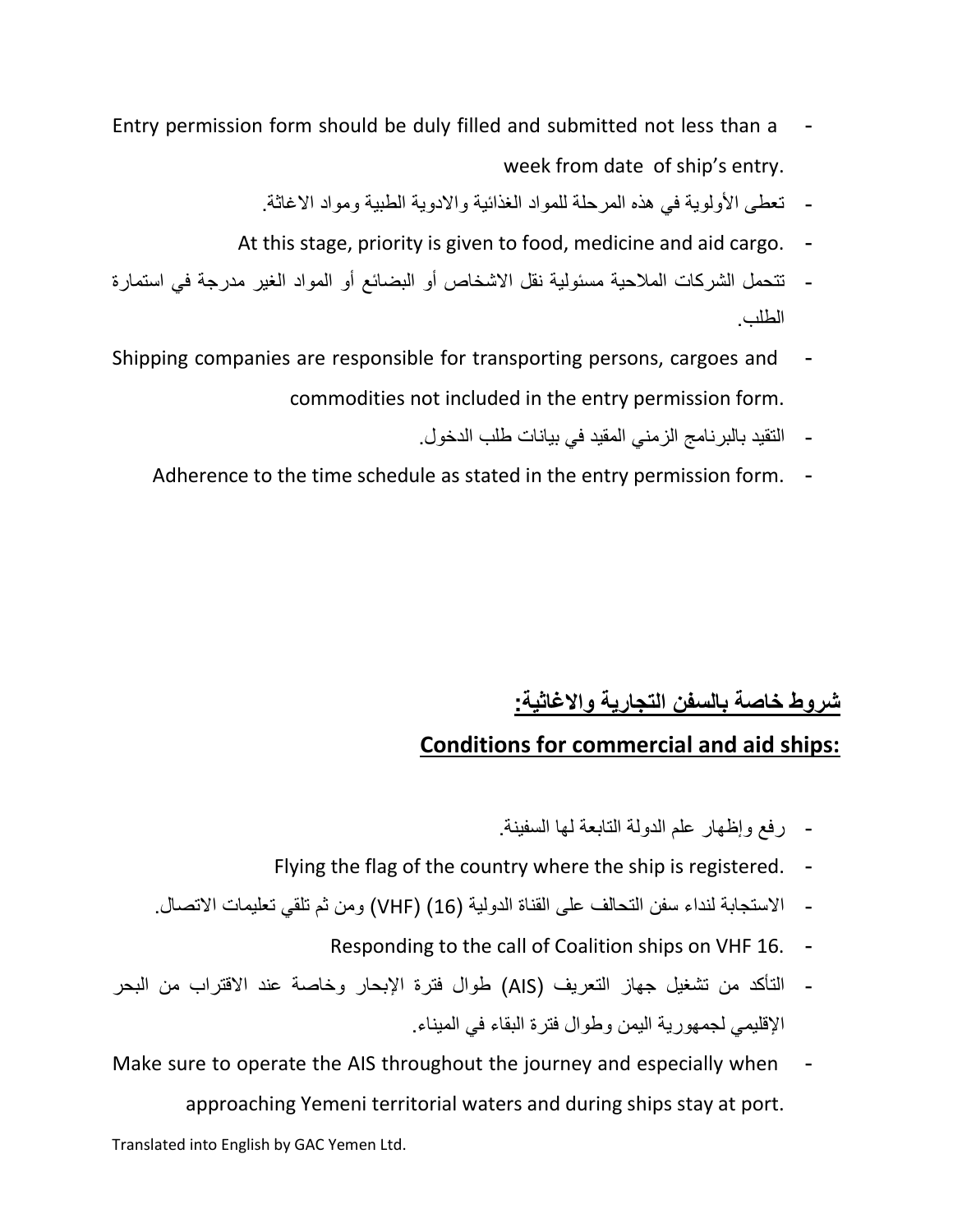- Entry permission form should be duly filled and submitted not less than a week from date of ship's entry.
- تعطى الأولوية في هذه المرحلة للمواد الغذائية والادوية الطبية ومواد الاغاثة.
- At this stage, priority is given to food, medicine and aid cargo.
- تتحمل الشركات الملاحية مسئولية نقل الاشخاص أو البضائع أو المواد الغير مدرجة في استمارة الطلب.
- Shipping companies are responsible for transporting persons, cargoes and commodities not included in the entry permission form.
- التقيد بالبرنامج الزمني المقيد في بيانات طلب الدخول.
- Adherence to the time schedule as stated in the entry permission form.

## شروط خاصة بالسفن التجارية والاغاثية:

## Conditions for commercial and aid ships:

- رفع وإظهار علم الدولة التابعة لها السفينة.
- Flying the flag of the country where the ship is registered.
- الاستجابة لنداء سفن التحالف على القناة الدولية (16) (VHF) ومن ثم تلقي تعليمات الاتصال.
- Responding to the call of Coalition ships on VHF 16.
- التأكد من تشغيل جهاز التعريف (AIS) طوال فترة الإبحار وخاصة عند الاقتراب من البحر الإقليمي لجمهورية اليمن وطوال فترة البقاء في الميناء.
- Make sure to operate the AIS throughout the journey and especially when approaching Yemeni territorial waters and during ships stay at port.

Translated into English by GAC Yemen Ltd.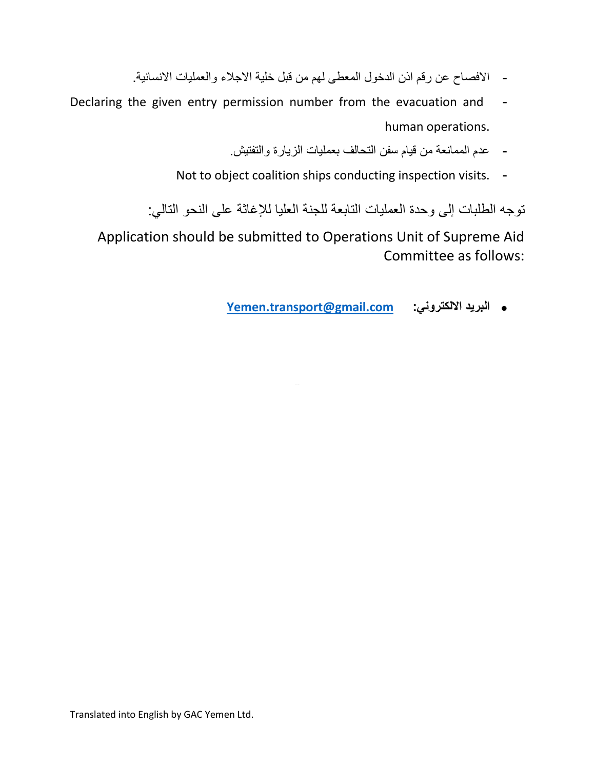- الافصاح عن رقم اذن الدخول المعطى لهم من قبل خلية الاجلاء والعمليات الانسانية.
- Declaring the given entry permission number from the evacuation and human operations.
- عدم الممانعة من قيام سفن التحالف بعمليات الزيارة والتفتيش.
- Not to object coalition ships conducting inspection visits.

توجه الطلبات إلى وحدة العمليات التابعة للجنة العليا للإغاثة على النحو التالي:

Application should be submitted to Operations Unit of Supreme Aid Committee as follows:

- **البريد الالكتروني:** **Yemen.transport@gmail.com**

Translated into English by GAC Yemen Ltd.